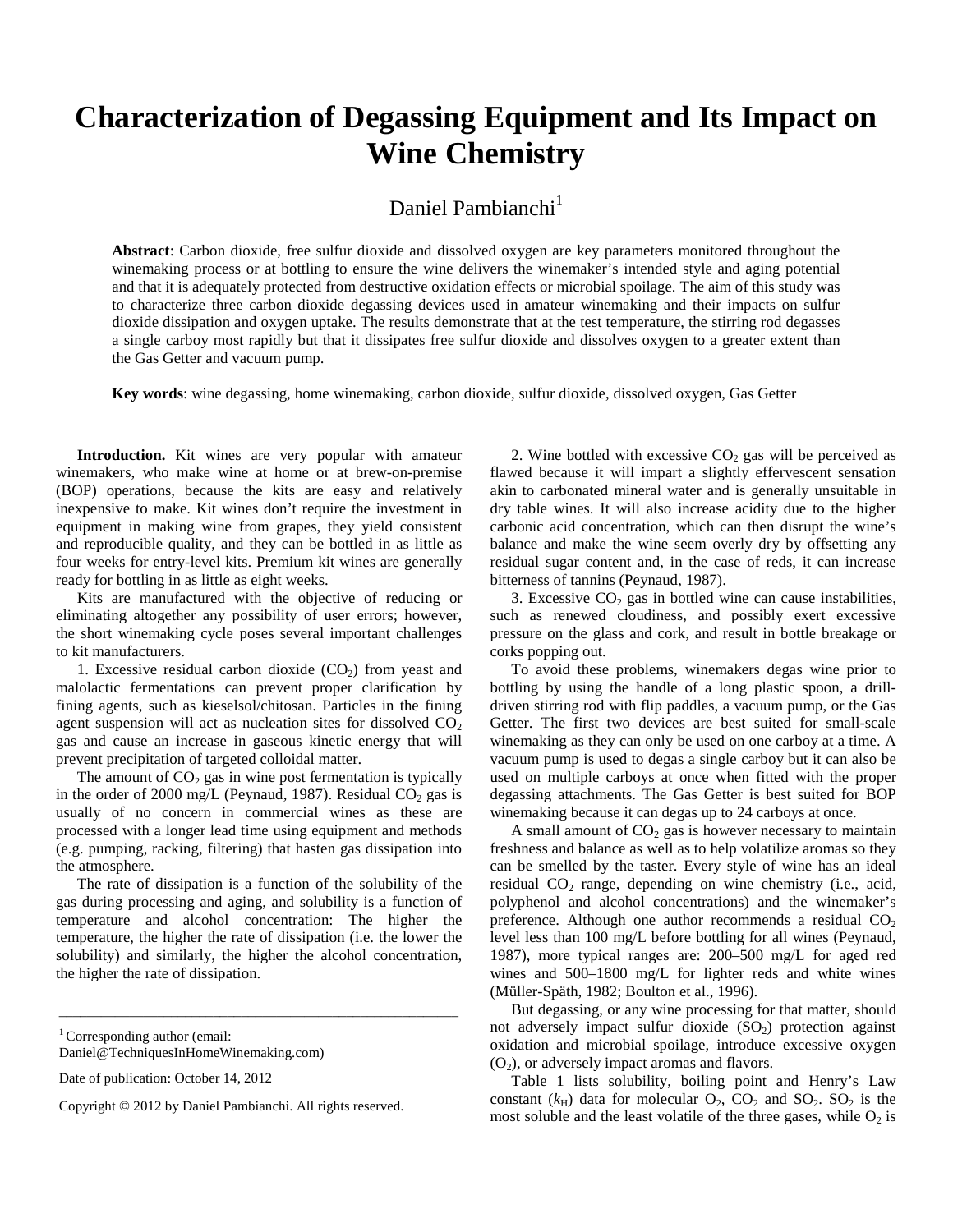# Characterization of Degassing Equipment and Its Impact on Wine Chemistry

Daniel Pambianchi[1]

**Abstract**: Carbon dioxide, free sulfur dioxide and dissolved oxygen are key parameters monitored throughout the winemaking process or at bottling to ensure the wine delivers the winemaker's intended style and aging potential and that it is adequately protected from destructive oxidation effects or microbial spoilage. The aim of this study was to characterize three carbon dioxide degassing devices used in amateur winemaking and their impacts on sulfur dioxide dissipation and oxygen uptake. The results demonstrate that at the test temperature, the stirring rod degasses a single carboy most rapidly but that it dissipates free sulfur dioxide and dissolves oxygen to a greater extent than the Gas Getter and vacuum pump.

**Key words**: wine degassing, home winemaking, carbon dioxide, sulfur dioxide, dissolved oxygen, Gas Getter

**Introduction.** Kit wines are very popular with amateur winemakers, who make wine at home or at brew-on-premise (BOP) operations, because the kits are easy and relatively inexpensive to make. Kit wines don't require the investment in equipment in making wine from grapes, they yield consistent and reproducible quality, and they can be bottled in as little as four weeks for entry-level kits. Premium kit wines are generally ready for bottling in as little as eight weeks.

Kits are manufactured with the objective of reducing or eliminating altogether any possibility of user errors; however, the short winemaking cycle poses several important challenges to kit manufacturers.

1. Excessive residual carbon dioxide ($CO_2$) from yeast and malolactic fermentations can prevent proper clarification by fining agents, such as kieselsol/chitosan. Particles in the fining agent suspension will act as nucleation sites for dissolved $CO_2$ gas and cause an increase in gaseous kinetic energy that will prevent precipitation of targeted colloidal matter.

The amount of $CO_2$ gas in wine post fermentation is typically in the order of 2000 mg/L (Peynaud, 1987). Residual $CO_2$ gas is usually of no concern in commercial wines as these are processed with a longer lead time using equipment and methods (e.g. pumping, racking, filtering) that hasten gas dissipation into the atmosphere.

The rate of dissipation is a function of the solubility of the gas during processing and aging, and solubility is a function of temperature and alcohol concentration: The higher the temperature, the higher the rate of dissipation (i.e. the lower the solubility) and similarly, the higher the alcohol concentration, the higher the rate of dissipation.

2. Wine bottled with excessive $CO_2$ gas will be perceived as flawed because it will impart a slightly effervescent sensation akin to carbonated mineral water and is generally unsuitable in dry table wines. It will also increase acidity due to the higher carbonic acid concentration, which can then disrupt the wine's balance and make the wine seem overly dry by offsetting any residual sugar content and, in the case of reds, it can increase bitterness of tannins (Peynaud, 1987).

3. Excessive $CO_2$ gas in bottled wine can cause instabilities, such as renewed cloudiness, and possibly exert excessive pressure on the glass and cork, and result in bottle breakage or corks popping out.

To avoid these problems, winemakers degas wine prior to bottling by using the handle of a long plastic spoon, a drill-driven stirring rod with flip paddles, a vacuum pump, or the Gas Getter. The first two devices are best suited for small-scale winemaking as they can only be used on one carboy at a time. A vacuum pump is used to degas a single carboy but it can also be used on multiple carboys at once when fitted with the proper degassing attachments. The Gas Getter is best suited for BOP winemaking because it can degas up to 24 carboys at once.

A small amount of $CO_2$ gas is however necessary to maintain freshness and balance as well as to help volatilize aromas so they can be smelled by the taster. Every style of wine has an ideal residual $CO_2$ range, depending on wine chemistry (i.e., acid, polyphenol and alcohol concentrations) and the winemaker's preference. Although one author recommends a residual $CO_2$ level less than 100 mg/L before bottling for all wines (Peynaud, 1987), more typical ranges are: 200–500 mg/L for aged red wines and 500–1800 mg/L for lighter reds and white wines (Müller-Späth, 1982; Boulton et al., 1996).

But degassing, or any wine processing for that matter, should not adversely impact sulfur dioxide ($SO_2$) protection against oxidation and microbial spoilage, introduce excessive oxygen ($O_2$), or adversely impact aromas and flavors.

Table 1 lists solubility, boiling point and Henry's Law constant ($k_H$) data for molecular $O_2$, $CO_2$ and $SO_2$. $SO_2$ is the most soluble and the least volatile of the three gases, while $O_2$ is

[1] Corresponding author (email: Daniel@TechniquesInHomeWinemaking.com)

Date of publication: October 14, 2012

Copyright © 2012 by Daniel Pambianchi. All rights reserved.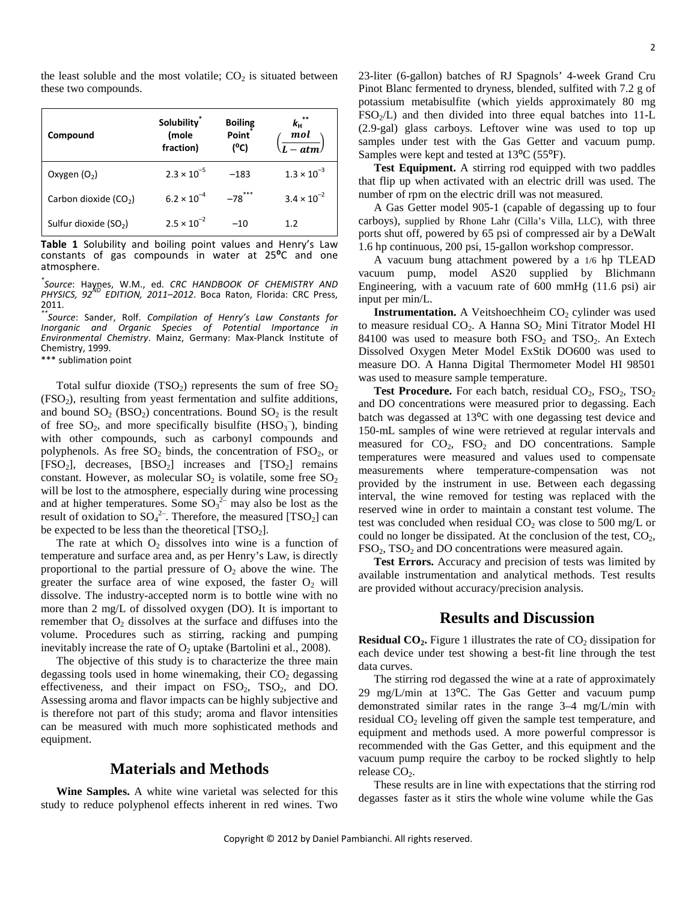the least soluble and the most volatile; $CO_2$ is situated between these two compounds.

| Compound | Solubility* (mole fraction) | Boiling Point* (ºC) | $k_H$** $\left(\frac{mol}{L-atm}\right)$ |
|---|---|---|---|
| Oxygen ($O_2$) | $2.3 \times 10^{-5}$ | −183 | $1.3 \times 10^{-3}$ |
| Carbon dioxide ($CO_2$) | $6.2 \times 10^{-4}$ | −78*** | $3.4 \times 10^{-2}$ |
| Sulfur dioxide ($SO_2$) | $2.5 \times 10^{-2}$ | −10 | 1.2 |

**Table 1** Solubility and boiling point values and Henry's Law constants of gas compounds in water at 25ºC and one atmosphere.

*Source: Haynes, W.M., ed. *CRC HANDBOOK OF CHEMISTRY AND PHYSICS, 92ND EDITION, 2011–2012*. Boca Raton, Florida: CRC Press, 2011.

**Source: Sander, Rolf. *Compilation of Henry's Law Constants for Inorganic and Organic Species of Potential Importance in Environmental Chemistry*. Mainz, Germany: Max-Planck Institute of Chemistry, 1999.

*** sublimation point

Total sulfur dioxide ($TSO_2$) represents the sum of free $SO_2$ ($FSO_2$), resulting from yeast fermentation and sulfite additions, and bound $SO_2$ ($BSO_2$) concentrations. Bound $SO_2$ is the result of free $SO_2$, and more specifically bisulfite ($HSO_3^-$), binding with other compounds, such as carbonyl compounds and polyphenols. As free $SO_2$ binds, the concentration of $FSO_2$, or $[FSO_2]$, decreases, $[BSO_2]$ increases and $[TSO_2]$ remains constant. However, as molecular $SO_2$ is volatile, some free $SO_2$ will be lost to the atmosphere, especially during wine processing and at higher temperatures. Some $SO_3^{2-}$ may also be lost as the result of oxidation to $SO_4^{2-}$. Therefore, the measured $[TSO_2]$ can be expected to be less than the theoretical $[TSO_2]$.

The rate at which $O_2$ dissolves into wine is a function of temperature and surface area and, as per Henry's Law, is directly proportional to the partial pressure of $O_2$ above the wine. The greater the surface area of wine exposed, the faster $O_2$ will dissolve. The industry-accepted norm is to bottle wine with no more than 2 mg/L of dissolved oxygen (DO). It is important to remember that $O_2$ dissolves at the surface and diffuses into the volume. Procedures such as stirring, racking and pumping inevitably increase the rate of $O_2$ uptake (Bartolini et al., 2008).

The objective of this study is to characterize the three main degassing tools used in home winemaking, their $CO_2$ degassing effectiveness, and their impact on $FSO_2$, $TSO_2$, and DO. Assessing aroma and flavor impacts can be highly subjective and is therefore not part of this study; aroma and flavor intensities can be measured with much more sophisticated methods and equipment.

## Materials and Methods

**Wine Samples.** A white wine varietal was selected for this study to reduce polyphenol effects inherent in red wines. Two 23-liter (6-gallon) batches of RJ Spagnols' 4-week Grand Cru Pinot Blanc fermented to dryness, blended, sulfited with 7.2 g of potassium metabisulfite (which yields approximately 80 mg $FSO_2$/L) and then divided into three equal batches into 11-L (2.9-gal) glass carboys. Leftover wine was used to top up samples under test with the Gas Getter and vacuum pump. Samples were kept and tested at 13ºC (55ºF).

**Test Equipment.** A stirring rod equipped with two paddles that flip up when activated with an electric drill was used. The number of rpm on the electric drill was not measured.

A Gas Getter model 905-1 (capable of degassing up to four carboys), supplied by Rhone Lahr (Cilla's Villa, LLC), with three ports shut off, powered by 65 psi of compressed air by a DeWalt 1.6 hp continuous, 200 psi, 15-gallon workshop compressor.

A vacuum bung attachment powered by a 1/6 hp TLEAD vacuum pump, model AS20 supplied by Blichmann Engineering, with a vacuum rate of 600 mmHg (11.6 psi) air input per min/L.

**Instrumentation.** A Veitshoechheim $CO_2$ cylinder was used to measure residual $CO_2$. A Hanna $SO_2$ Mini Titrator Model HI 84100 was used to measure both $FSO_2$ and $TSO_2$. An Extech Dissolved Oxygen Meter Model ExStik DO600 was used to measure DO. A Hanna Digital Thermometer Model HI 98501 was used to measure sample temperature.

**Test Procedure.** For each batch, residual $CO_2$, $FSO_2$, $TSO_2$ and DO concentrations were measured prior to degassing. Each batch was degassed at 13ºC with one degassing test device and 150-mL samples of wine were retrieved at regular intervals and measured for $CO_2$, $FSO_2$ and DO concentrations. Sample temperatures were measured and values used to compensate measurements where temperature-compensation was not provided by the instrument in use. Between each degassing interval, the wine removed for testing was replaced with the reserved wine in order to maintain a constant test volume. The test was concluded when residual $CO_2$ was close to 500 mg/L or could no longer be dissipated. At the conclusion of the test, $CO_2$, $FSO_2$, $TSO_2$ and DO concentrations were measured again.

**Test Errors.** Accuracy and precision of tests was limited by available instrumentation and analytical methods. Test results are provided without accuracy/precision analysis.

## Results and Discussion

**Residual $CO_2$.** Figure 1 illustrates the rate of $CO_2$ dissipation for each device under test showing a best-fit line through the test data curves.

The stirring rod degassed the wine at a rate of approximately 29 mg/L/min at 13ºC. The Gas Getter and vacuum pump demonstrated similar rates in the range 3–4 mg/L/min with residual $CO_2$ leveling off given the sample test temperature, and equipment and methods used. A more powerful compressor is recommended with the Gas Getter, and this equipment and the vacuum pump require the carboy to be rocked slightly to help release $CO_2$.

These results are in line with expectations that the stirring rod degasses faster as it stirs the whole wine volume while the Gas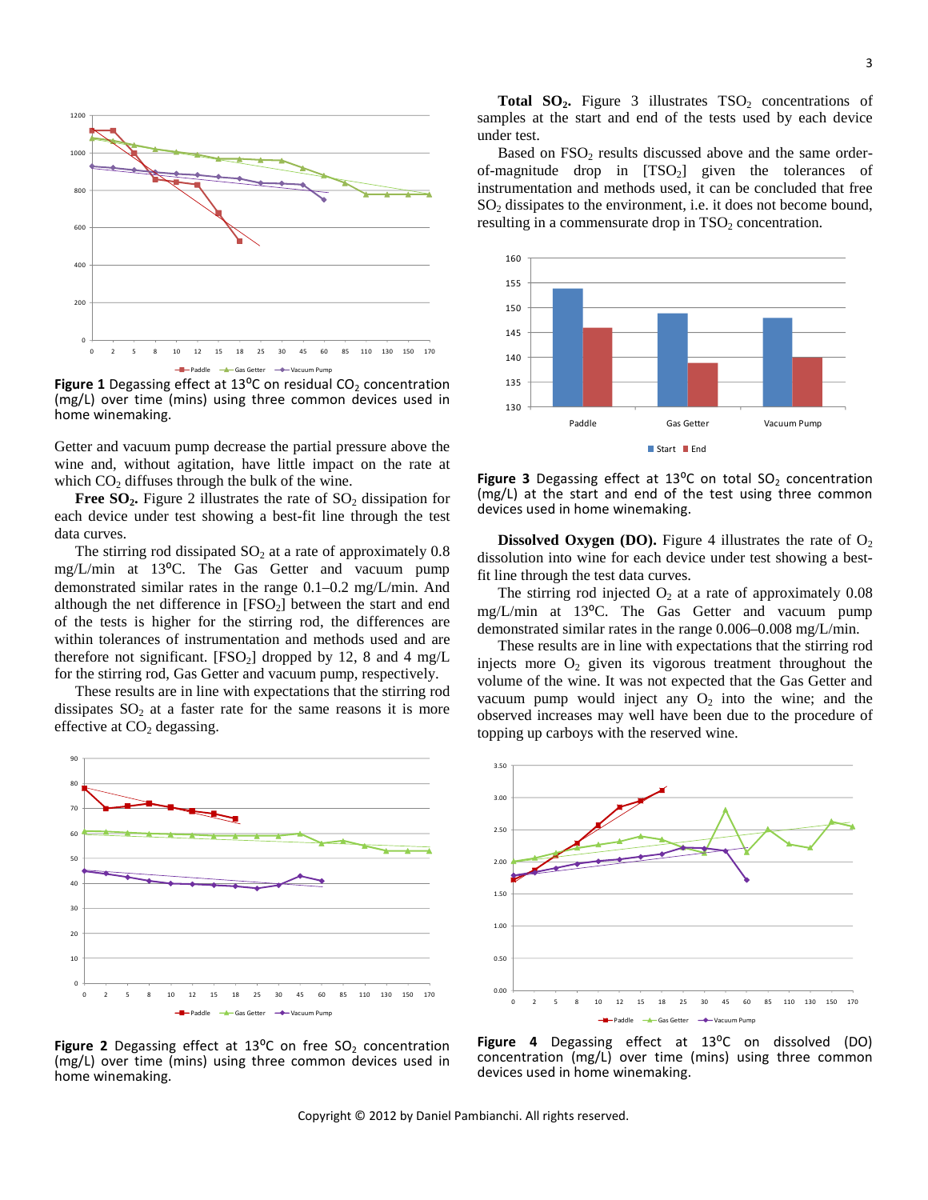Figure 1 Degassing effect at 13°C on residual $CO_2$ concentration (mg/L) over time (mins) using three common devices used in home winemaking.

Getter and vacuum pump decrease the partial pressure above the wine and, without agitation, have little impact on the rate at which $CO_2$ diffuses through the bulk of the wine.

**Free $SO_2$.** Figure 2 illustrates the rate of $SO_2$ dissipation for each device under test showing a best-fit line through the test data curves.

The stirring rod dissipated $SO_2$ at a rate of approximately 0.8 mg/L/min at 13°C. The Gas Getter and vacuum pump demonstrated similar rates in the range 0.1–0.2 mg/L/min. And although the net difference in [$FSO_2$] between the start and end of the tests is higher for the stirring rod, the differences are within tolerances of instrumentation and methods used and are therefore not significant. [$FSO_2$] dropped by 12, 8 and 4 mg/L for the stirring rod, Gas Getter and vacuum pump, respectively.

These results are in line with expectations that the stirring rod dissipates $SO_2$ at a faster rate for the same reasons it is more effective at $CO_2$ degassing.

Figure 2 Degassing effect at 13°C on free $SO_2$ concentration (mg/L) over time (mins) using three common devices used in home winemaking.

**Total $SO_2$.** Figure 3 illustrates $TSO_2$ concentrations of samples at the start and end of the tests used by each device under test.

Based on $FSO_2$ results discussed above and the same order-of-magnitude drop in [$TSO_2$] given the tolerances of instrumentation and methods used, it can be concluded that free $SO_2$ dissipates to the environment, i.e. it does not become bound, resulting in a commensurate drop in $TSO_2$ concentration.

Figure 3 Degassing effect at 13°C on total $SO_2$ concentration (mg/L) at the start and end of the test using three common devices used in home winemaking.

**Dissolved Oxygen (DO).** Figure 4 illustrates the rate of $O_2$ dissolution into wine for each device under test showing a best-fit line through the test data curves.

The stirring rod injected $O_2$ at a rate of approximately 0.08 mg/L/min at 13°C. The Gas Getter and vacuum pump demonstrated similar rates in the range 0.006–0.008 mg/L/min.

These results are in line with expectations that the stirring rod injects more $O_2$ given its vigorous treatment throughout the volume of the wine. It was not expected that the Gas Getter and vacuum pump would inject any $O_2$ into the wine; and the observed increases may well have been due to the procedure of topping up carboys with the reserved wine.

Figure 4 Degassing effect at 13°C on dissolved (DO) concentration (mg/L) over time (mins) using three common devices used in home winemaking.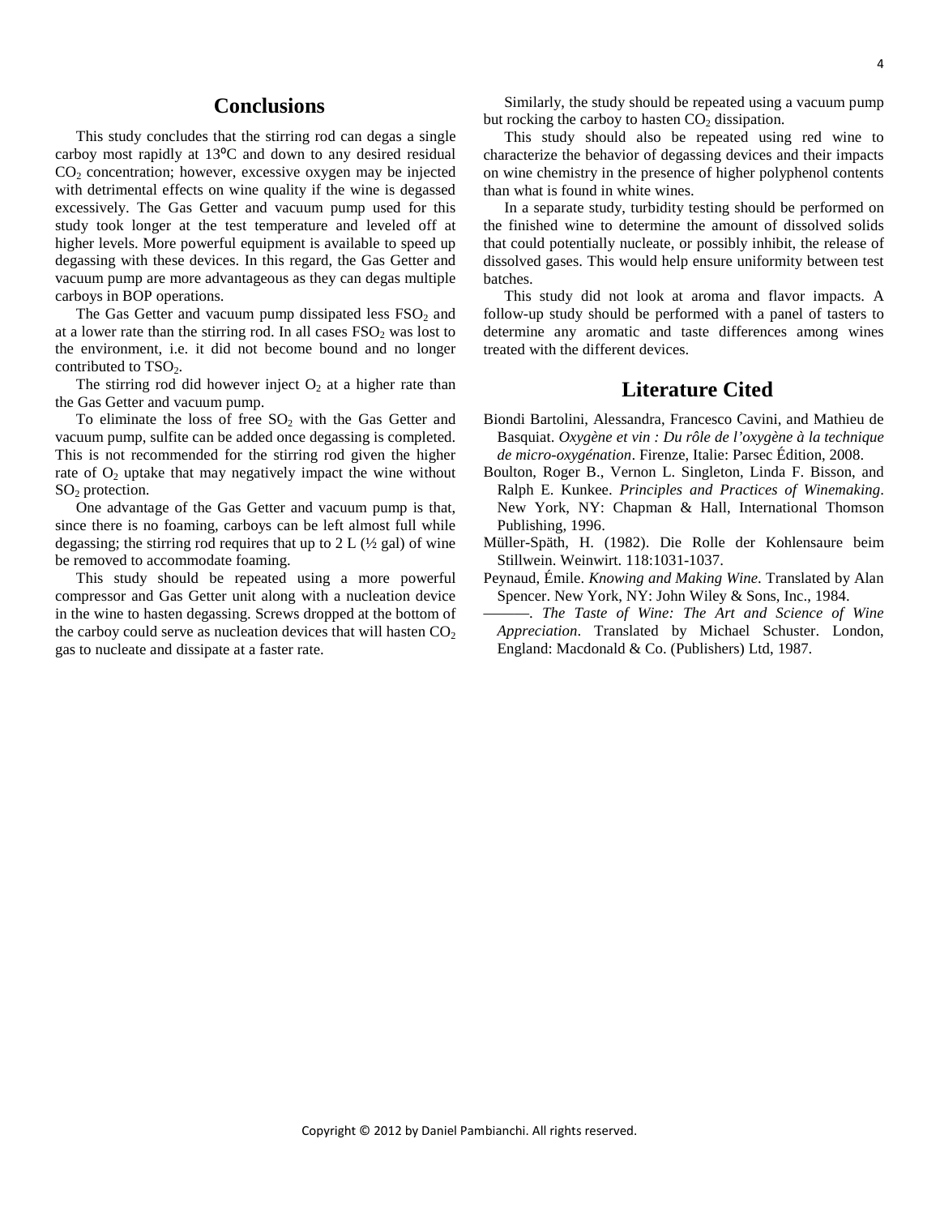## Conclusions

This study concludes that the stirring rod can degas a single carboy most rapidly at 13ºC and down to any desired residual $CO_2$ concentration; however, excessive oxygen may be injected with detrimental effects on wine quality if the wine is degassed excessively. The Gas Getter and vacuum pump used for this study took longer at the test temperature and leveled off at higher levels. More powerful equipment is available to speed up degassing with these devices. In this regard, the Gas Getter and vacuum pump are more advantageous as they can degas multiple carboys in BOP operations.

The Gas Getter and vacuum pump dissipated less $FSO_2$ and at a lower rate than the stirring rod. In all cases $FSO_2$ was lost to the environment, i.e. it did not become bound and no longer contributed to $TSO_2$.

The stirring rod did however inject $O_2$ at a higher rate than the Gas Getter and vacuum pump.

To eliminate the loss of free $SO_2$ with the Gas Getter and vacuum pump, sulfite can be added once degassing is completed. This is not recommended for the stirring rod given the higher rate of $O_2$ uptake that may negatively impact the wine without $SO_2$ protection.

One advantage of the Gas Getter and vacuum pump is that, since there is no foaming, carboys can be left almost full while degassing; the stirring rod requires that up to 2 L (½ gal) of wine be removed to accommodate foaming.

This study should be repeated using a more powerful compressor and Gas Getter unit along with a nucleation device in the wine to hasten degassing. Screws dropped at the bottom of the carboy could serve as nucleation devices that will hasten $CO_2$ gas to nucleate and dissipate at a faster rate.

Similarly, the study should be repeated using a vacuum pump but rocking the carboy to hasten $CO_2$ dissipation.

This study should also be repeated using red wine to characterize the behavior of degassing devices and their impacts on wine chemistry in the presence of higher polyphenol contents than what is found in white wines.

In a separate study, turbidity testing should be performed on the finished wine to determine the amount of dissolved solids that could potentially nucleate, or possibly inhibit, the release of dissolved gases. This would help ensure uniformity between test batches.

This study did not look at aroma and flavor impacts. A follow-up study should be performed with a panel of tasters to determine any aromatic and taste differences among wines treated with the different devices.

## Literature Cited

Biondi Bartolini, Alessandra, Francesco Cavini, and Mathieu de Basquiat. *Oxygène et vin : Du rôle de l'oxygène à la technique de micro-oxygénation*. Firenze, Italie: Parsec Édition, 2008.

Boulton, Roger B., Vernon L. Singleton, Linda F. Bisson, and Ralph E. Kunkee. *Principles and Practices of Winemaking*. New York, NY: Chapman & Hall, International Thomson Publishing, 1996.

Müller-Späth, H. (1982). Die Rolle der Kohlensaure beim Stillwein. Weinwirt. 118:1031-1037.

Peynaud, Émile. *Knowing and Making Wine*. Translated by Alan Spencer. New York, NY: John Wiley & Sons, Inc., 1984.

———. *The Taste of Wine: The Art and Science of Wine Appreciation*. Translated by Michael Schuster. London, England: Macdonald & Co. (Publishers) Ltd, 1987.

Copyright © 2012 by Daniel Pambianchi. All rights reserved.